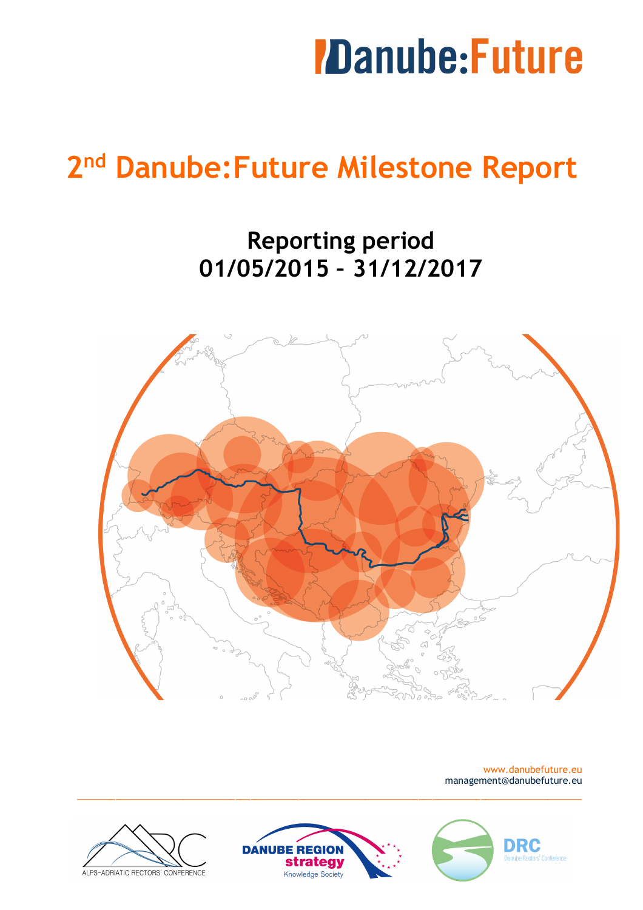# Danube:Future

# 2nd Danube:Future Milestone Report

## Reporting period 01/05/2015 – 31/12/2017

www.danubefuture.eu
management@danubefuture.eu

ALPS–ADRIATIC RECTORS' CONFERENCE

DANUBE REGION strategy Knowledge Society

DRC Danube Rectors' Conference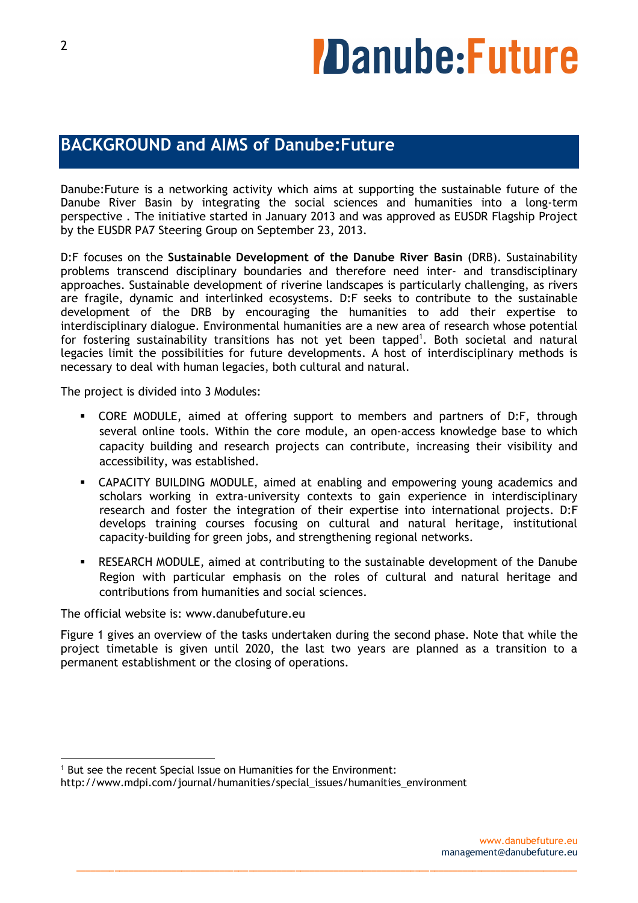## BACKGROUND and AIMS of Danube:Future

Danube:Future is a networking activity which aims at supporting the sustainable future of the Danube River Basin by integrating the social sciences and humanities into a long-term perspective . The initiative started in January 2013 and was approved as EUSDR Flagship Project by the EUSDR PA7 Steering Group on September 23, 2013.

D:F focuses on the **Sustainable Development of the Danube River Basin** (DRB). Sustainability problems transcend disciplinary boundaries and therefore need inter- and transdisciplinary approaches. Sustainable development of riverine landscapes is particularly challenging, as rivers are fragile, dynamic and interlinked ecosystems. D:F seeks to contribute to the sustainable development of the DRB by encouraging the humanities to add their expertise to interdisciplinary dialogue. Environmental humanities are a new area of research whose potential for fostering sustainability transitions has not yet been tapped[1]. Both societal and natural legacies limit the possibilities for future developments. A host of interdisciplinary methods is necessary to deal with human legacies, both cultural and natural.

The project is divided into 3 Modules:

- CORE MODULE, aimed at offering support to members and partners of D:F, through several online tools. Within the core module, an open-access knowledge base to which capacity building and research projects can contribute, increasing their visibility and accessibility, was established.
- CAPACITY BUILDING MODULE, aimed at enabling and empowering young academics and scholars working in extra-university contexts to gain experience in interdisciplinary research and foster the integration of their expertise into international projects. D:F develops training courses focusing on cultural and natural heritage, institutional capacity-building for green jobs, and strengthening regional networks.
- RESEARCH MODULE, aimed at contributing to the sustainable development of the Danube Region with particular emphasis on the roles of cultural and natural heritage and contributions from humanities and social sciences.

The official website is: www.danubefuture.eu

Figure 1 gives an overview of the tasks undertaken during the second phase. Note that while the project timetable is given until 2020, the last two years are planned as a transition to a permanent establishment or the closing of operations.

---

[1] But see the recent Special Issue on Humanities for the Environment: http://www.mdpi.com/journal/humanities/special_issues/humanities_environment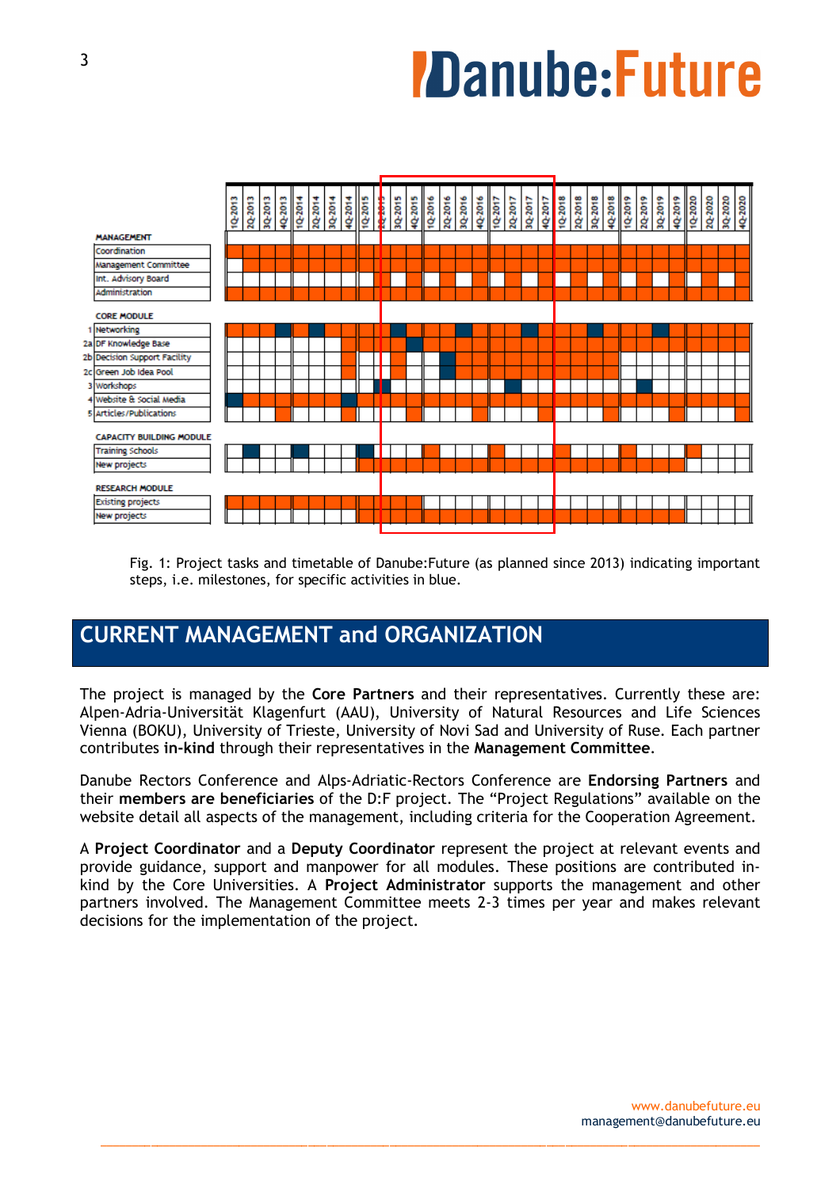MANAGEMENT
- Coordination
- Management Committee
- Int. Advisory Board
- Administration

CORE MODULE
- 1 Networking
- 2a DF Knowledge Base
- 2b Decision Support Facility
- 2c Green Job Idea Pool
- 3 Workshops
- 4 Website & Social Media
- 5 Articles/Publications

CAPACITY BUILDING MODULE
- Training Schools
- New projects

RESEARCH MODULE
- Existing projects
- New projects

Timeline: 1Q-2013 to 4Q-2020 (quarterly)

Fig. 1: Project tasks and timetable of Danube:Future (as planned since 2013) indicating important steps, i.e. milestones, for specific activities in blue.

## CURRENT MANAGEMENT and ORGANIZATION

The project is managed by the **Core Partners** and their representatives. Currently these are: Alpen-Adria-Universität Klagenfurt (AAU), University of Natural Resources and Life Sciences Vienna (BOKU), University of Trieste, University of Novi Sad and University of Ruse. Each partner contributes **in-kind** through their representatives in the **Management Committee**.

Danube Rectors Conference and Alps-Adriatic-Rectors Conference are **Endorsing Partners** and their **members are beneficiaries** of the D:F project. The "Project Regulations" available on the website detail all aspects of the management, including criteria for the Cooperation Agreement.

A **Project Coordinator** and a **Deputy Coordinator** represent the project at relevant events and provide guidance, support and manpower for all modules. These positions are contributed in-kind by the Core Universities. A **Project Administrator** supports the management and other partners involved. The Management Committee meets 2-3 times per year and makes relevant decisions for the implementation of the project.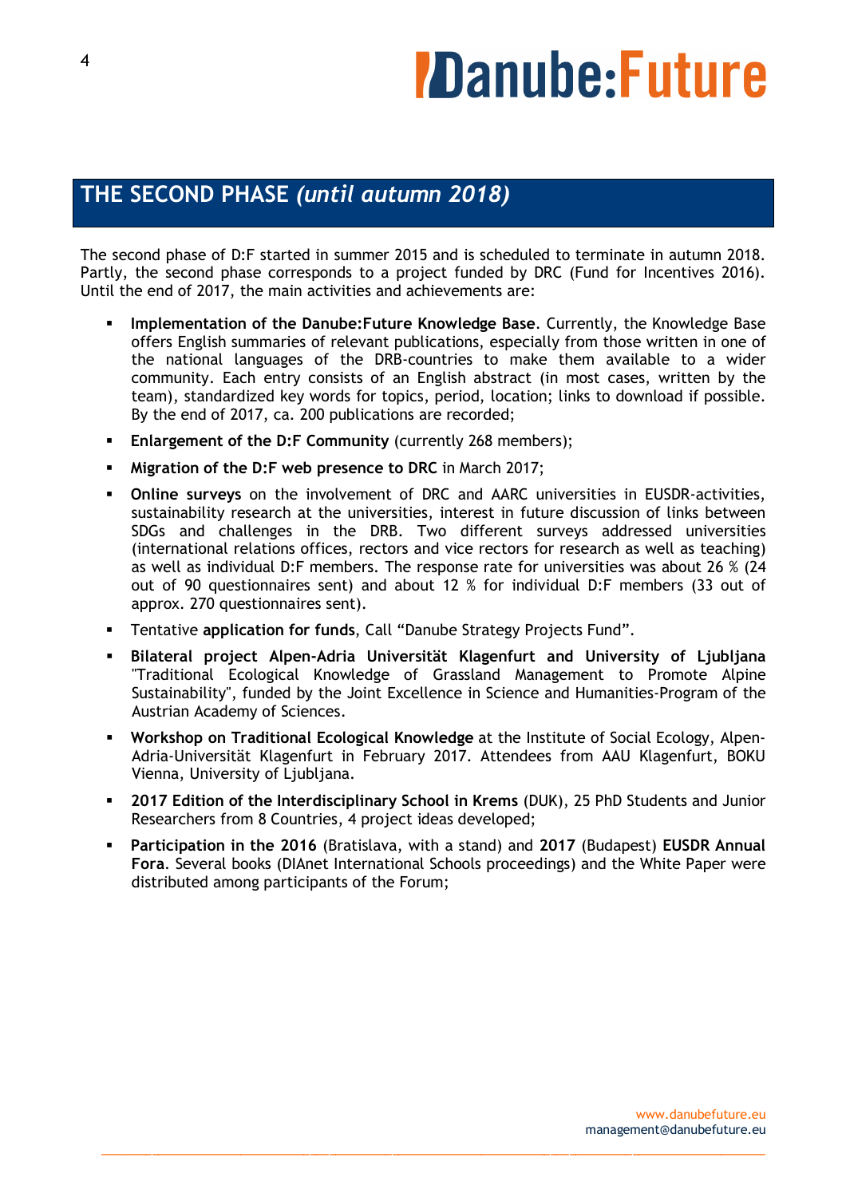## THE SECOND PHASE *(until autumn 2018)*

The second phase of D:F started in summer 2015 and is scheduled to terminate in autumn 2018. Partly, the second phase corresponds to a project funded by DRC (Fund for Incentives 2016). Until the end of 2017, the main activities and achievements are:

- **Implementation of the Danube:Future Knowledge Base**. Currently, the Knowledge Base offers English summaries of relevant publications, especially from those written in one of the national languages of the DRB-countries to make them available to a wider community. Each entry consists of an English abstract (in most cases, written by the team), standardized key words for topics, period, location; links to download if possible. By the end of 2017, ca. 200 publications are recorded;
- **Enlargement of the D:F Community** (currently 268 members);
- **Migration of the D:F web presence to DRC** in March 2017;
- **Online surveys** on the involvement of DRC and AARC universities in EUSDR-activities, sustainability research at the universities, interest in future discussion of links between SDGs and challenges in the DRB. Two different surveys addressed universities (international relations offices, rectors and vice rectors for research as well as teaching) as well as individual D:F members. The response rate for universities was about 26 % (24 out of 90 questionnaires sent) and about 12 % for individual D:F members (33 out of approx. 270 questionnaires sent).
- Tentative **application for funds**, Call "Danube Strategy Projects Fund".
- **Bilateral project Alpen-Adria Universität Klagenfurt and University of Ljubljana** "Traditional Ecological Knowledge of Grassland Management to Promote Alpine Sustainability", funded by the Joint Excellence in Science and Humanities-Program of the Austrian Academy of Sciences.
- **Workshop on Traditional Ecological Knowledge** at the Institute of Social Ecology, Alpen-Adria-Universität Klagenfurt in February 2017. Attendees from AAU Klagenfurt, BOKU Vienna, University of Ljubljana.
- **2017 Edition of the Interdisciplinary School in Krems** (DUK), 25 PhD Students and Junior Researchers from 8 Countries, 4 project ideas developed;
- **Participation in the 2016** (Bratislava, with a stand) and **2017** (Budapest) **EUSDR Annual Fora**. Several books (DIAnet International Schools proceedings) and the White Paper were distributed among participants of the Forum;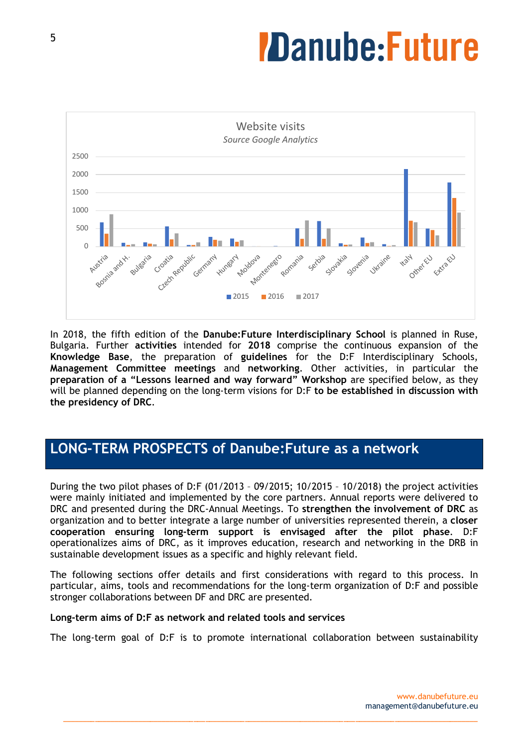Website visits

*Source Google Analytics*

In 2018, the fifth edition of the **Danube:Future Interdisciplinary School** is planned in Ruse, Bulgaria. Further **activities** intended for **2018** comprise the continuous expansion of the **Knowledge Base**, the preparation of **guidelines** for the D:F Interdisciplinary Schools, **Management Committee meetings** and **networking**. Other activities, in particular the **preparation of a "Lessons learned and way forward" Workshop** are specified below, as they will be planned depending on the long-term visions for D:F **to be established in discussion with the presidency of DRC**.

## LONG-TERM PROSPECTS of Danube:Future as a network

During the two pilot phases of D:F (01/2013 – 09/2015; 10/2015 – 10/2018) the project activities were mainly initiated and implemented by the core partners. Annual reports were delivered to DRC and presented during the DRC-Annual Meetings. To **strengthen the involvement of DRC** as organization and to better integrate a large number of universities represented therein, a **closer cooperation ensuring long-term support is envisaged after the pilot phase**. D:F operationalizes aims of DRC, as it improves education, research and networking in the DRB in sustainable development issues as a specific and highly relevant field.

The following sections offer details and first considerations with regard to this process. In particular, aims, tools and recommendations for the long-term organization of D:F and possible stronger collaborations between DF and DRC are presented.

**Long-term aims of D:F as network and related tools and services**

The long-term goal of D:F is to promote international collaboration between sustainability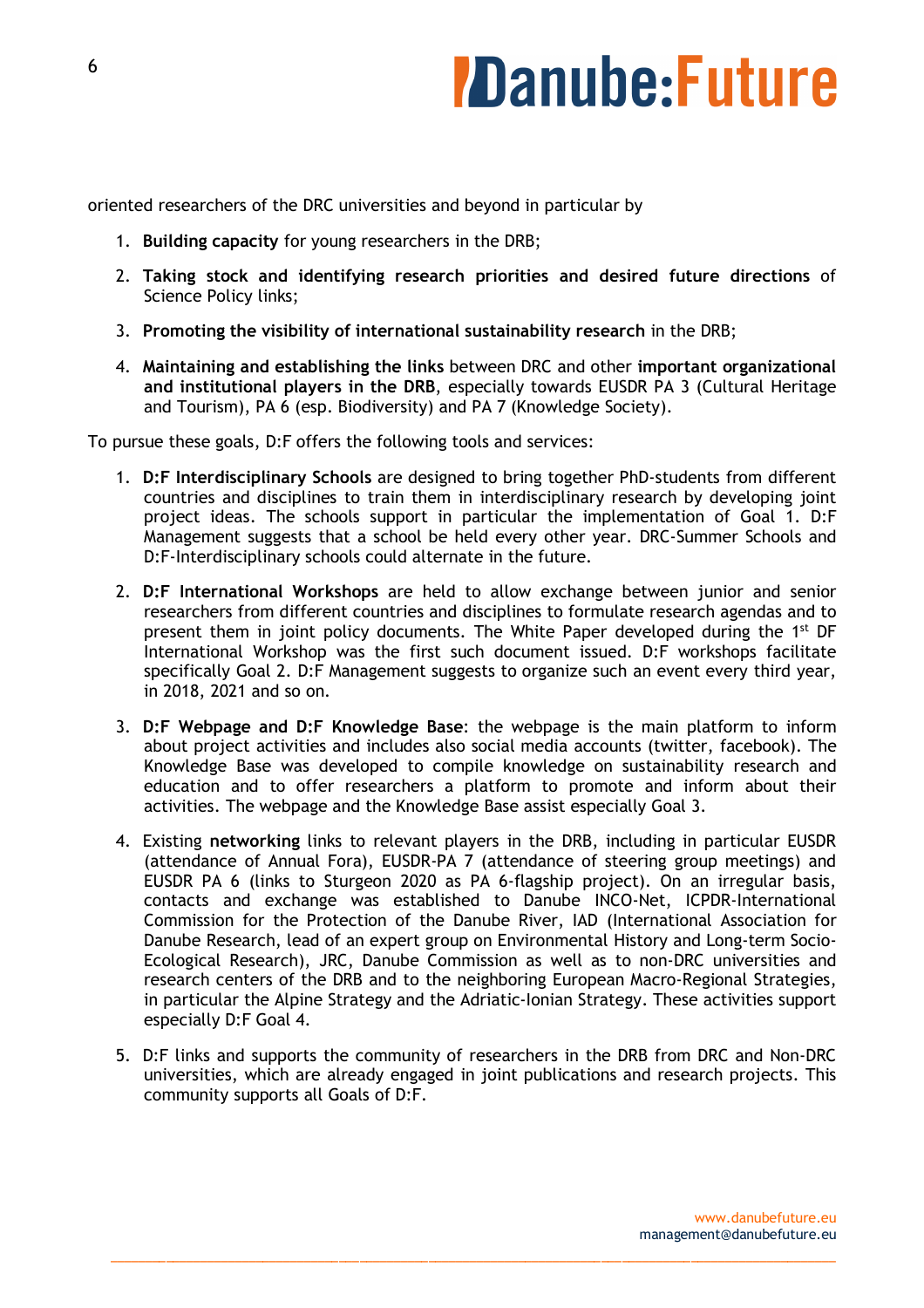oriented researchers of the DRC universities and beyond in particular by

1. **Building capacity** for young researchers in the DRB;
2. **Taking stock and identifying research priorities and desired future directions** of Science Policy links;
3. **Promoting the visibility of international sustainability research** in the DRB;
4. **Maintaining and establishing the links** between DRC and other **important organizational and institutional players in the DRB**, especially towards EUSDR PA 3 (Cultural Heritage and Tourism), PA 6 (esp. Biodiversity) and PA 7 (Knowledge Society).

To pursue these goals, D:F offers the following tools and services:

1. **D:F Interdisciplinary Schools** are designed to bring together PhD-students from different countries and disciplines to train them in interdisciplinary research by developing joint project ideas. The schools support in particular the implementation of Goal 1. D:F Management suggests that a school be held every other year. DRC-Summer Schools and D:F-Interdisciplinary schools could alternate in the future.
2. **D:F International Workshops** are held to allow exchange between junior and senior researchers from different countries and disciplines to formulate research agendas and to present them in joint policy documents. The White Paper developed during the 1st DF International Workshop was the first such document issued. D:F workshops facilitate specifically Goal 2. D:F Management suggests to organize such an event every third year, in 2018, 2021 and so on.
3. **D:F Webpage and D:F Knowledge Base**: the webpage is the main platform to inform about project activities and includes also social media accounts (twitter, facebook). The Knowledge Base was developed to compile knowledge on sustainability research and education and to offer researchers a platform to promote and inform about their activities. The webpage and the Knowledge Base assist especially Goal 3.
4. Existing **networking** links to relevant players in the DRB, including in particular EUSDR (attendance of Annual Fora), EUSDR-PA 7 (attendance of steering group meetings) and EUSDR PA 6 (links to Sturgeon 2020 as PA 6-flagship project). On an irregular basis, contacts and exchange was established to Danube INCO-Net, ICPDR-International Commission for the Protection of the Danube River, IAD (International Association for Danube Research, lead of an expert group on Environmental History and Long-term Socio-Ecological Research), JRC, Danube Commission as well as to non-DRC universities and research centers of the DRB and to the neighboring European Macro-Regional Strategies, in particular the Alpine Strategy and the Adriatic-Ionian Strategy. These activities support especially D:F Goal 4.
5. D:F links and supports the community of researchers in the DRB from DRC and Non-DRC universities, which are already engaged in joint publications and research projects. This community supports all Goals of D:F.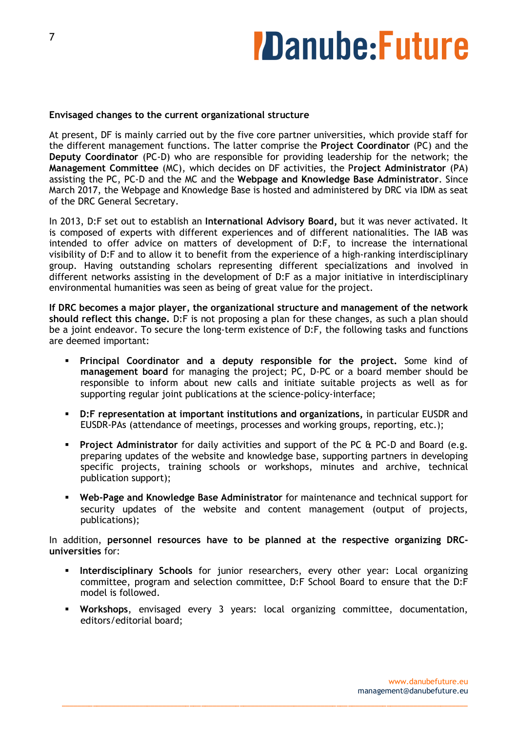**Envisaged changes to the current organizational structure**

At present, DF is mainly carried out by the five core partner universities, which provide staff for the different management functions. The latter comprise the **Project Coordinator** (PC) and the **Deputy Coordinator** (PC-D) who are responsible for providing leadership for the network; the **Management Committee** (MC), which decides on DF activities, the P**roject Administrator** (PA) assisting the PC, PC-D and the MC and the **Webpage and Knowledge Base Administrator**. Since March 2017, the Webpage and Knowledge Base is hosted and administered by DRC via IDM as seat of the DRC General Secretary.

In 2013, D:F set out to establish an **International Advisory Board,** but it was never activated. It is composed of experts with different experiences and of different nationalities. The IAB was intended to offer advice on matters of development of D:F, to increase the international visibility of D:F and to allow it to benefit from the experience of a high-ranking interdisciplinary group. Having outstanding scholars representing different specializations and involved in different networks assisting in the development of D:F as a major initiative in interdisciplinary environmental humanities was seen as being of great value for the project.

**If DRC becomes a major player, the organizational structure and management of the network should reflect this change.** D:F is not proposing a plan for these changes, as such a plan should be a joint endeavor. To secure the long-term existence of D:F, the following tasks and functions are deemed important:

- **Principal Coordinator and a deputy responsible for the project.** Some kind of **management board** for managing the project; PC, D-PC or a board member should be responsible to inform about new calls and initiate suitable projects as well as for supporting regular joint publications at the science-policy-interface;
- **D:F representation at important institutions and organizations,** in particular EUSDR and EUSDR-PAs (attendance of meetings, processes and working groups, reporting, etc.);
- **Project Administrator** for daily activities and support of the PC & PC-D and Board (e.g. preparing updates of the website and knowledge base, supporting partners in developing specific projects, training schools or workshops, minutes and archive, technical publication support);
- **Web-Page and Knowledge Base Administrator** for maintenance and technical support for security updates of the website and content management (output of projects, publications);

In addition, **personnel resources have to be planned at the respective organizing DRC-universities** for:

- **Interdisciplinary Schools** for junior researchers, every other year: Local organizing committee, program and selection committee, D:F School Board to ensure that the D:F model is followed.
- **Workshops**, envisaged every 3 years: local organizing committee, documentation, editors/editorial board;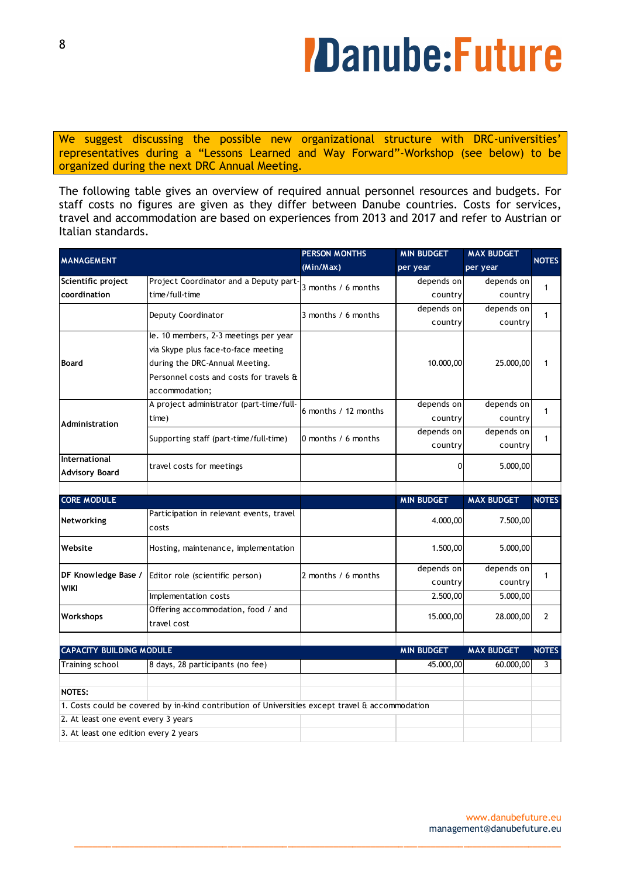We suggest discussing the possible new organizational structure with DRC-universities' representatives during a "Lessons Learned and Way Forward"-Workshop (see below) to be organized during the next DRC Annual Meeting.

The following table gives an overview of required annual personnel resources and budgets. For staff costs no figures are given as they differ between Danube countries. Costs for services, travel and accommodation are based on experiences from 2013 and 2017 and refer to Austrian or Italian standards.

| MANAGEMENT | | PERSON MONTHS (Min/Max) | MIN BUDGET per year | MAX BUDGET per year | NOTES |
|---|---|---|---|---|---|
| Scientific project coordination | Project Coordinator and a Deputy part-time/full-time | 3 months / 6 months | depends on country | depends on country | 1 |
| | Deputy Coordinator | 3 months / 6 months | depends on country | depends on country | 1 |
| Board | Ie. 10 members, 2-3 meetings per year via Skype plus face-to-face meeting during the DRC-Annual Meeting. Personnel costs and costs for travels & accommodation; | | 10.000,00 | 25.000,00 | 1 |
| Administration | A project administrator (part-time/full-time) | 6 months / 12 months | depends on country | depends on country | 1 |
| | Supporting staff (part-time/full-time) | 0 months / 6 months | depends on country | depends on country | 1 |
| International Advisory Board | travel costs for meetings | | 0 | 5.000,00 | |
| | | | | | |
| **CORE MODULE** | | | **MIN BUDGET** | **MAX BUDGET** | **NOTES** |
| Networking | Participation in relevant events, travel costs | | 4.000,00 | 7.500,00 | |
| Website | Hosting, maintenance, implementation | | 1.500,00 | 5.000,00 | |
| DF Knowledge Base / WIKI | Editor role (scientific person) | 2 months / 6 months | depends on country | depends on country | 1 |
| | Implementation costs | | 2.500,00 | 5.000,00 | |
| Workshops | Offering accommodation, food / and travel cost | | 15.000,00 | 28.000,00 | 2 |
| | | | | | |
| **CAPACITY BUILDING MODULE** | | | **MIN BUDGET** | **MAX BUDGET** | **NOTES** |
| Training school | 8 days, 28 participants (no fee) | | 45.000,00 | 60.000,00 | 3 |

**NOTES:**

1. Costs could be covered by in-kind contribution of Universities except travel & accommodation
2. At least one event every 3 years
3. At least one edition every 2 years

www.danubefuture.eu
management@danubefuture.eu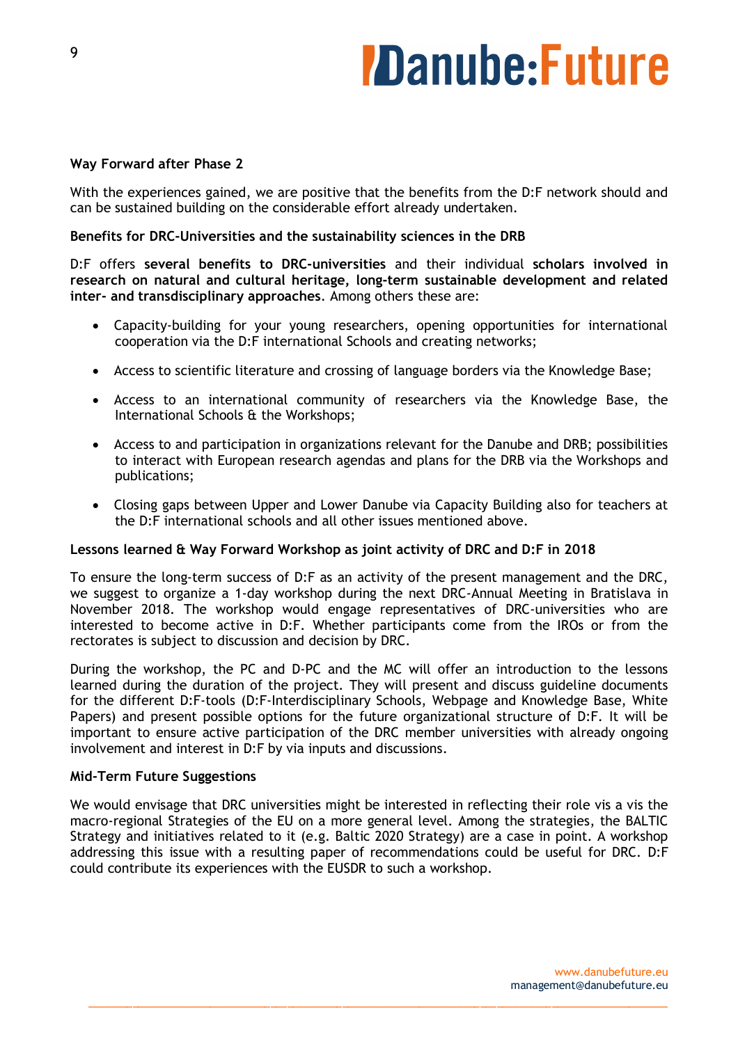**Way Forward after Phase 2**

With the experiences gained, we are positive that the benefits from the D:F network should and can be sustained building on the considerable effort already undertaken.

**Benefits for DRC-Universities and the sustainability sciences in the DRB**

D:F offers **several benefits to DRC-universities** and their individual **scholars involved in research on natural and cultural heritage, long-term sustainable development and related inter- and transdisciplinary approaches**. Among others these are:

- Capacity-building for your young researchers, opening opportunities for international cooperation via the D:F international Schools and creating networks;
- Access to scientific literature and crossing of language borders via the Knowledge Base;
- Access to an international community of researchers via the Knowledge Base, the International Schools & the Workshops;
- Access to and participation in organizations relevant for the Danube and DRB; possibilities to interact with European research agendas and plans for the DRB via the Workshops and publications;
- Closing gaps between Upper and Lower Danube via Capacity Building also for teachers at the D:F international schools and all other issues mentioned above.

**Lessons learned & Way Forward Workshop as joint activity of DRC and D:F in 2018**

To ensure the long-term success of D:F as an activity of the present management and the DRC, we suggest to organize a 1-day workshop during the next DRC-Annual Meeting in Bratislava in November 2018. The workshop would engage representatives of DRC-universities who are interested to become active in D:F. Whether participants come from the IROs or from the rectorates is subject to discussion and decision by DRC.

During the workshop, the PC and D-PC and the MC will offer an introduction to the lessons learned during the duration of the project. They will present and discuss guideline documents for the different D:F-tools (D:F-Interdisciplinary Schools, Webpage and Knowledge Base, White Papers) and present possible options for the future organizational structure of D:F. It will be important to ensure active participation of the DRC member universities with already ongoing involvement and interest in D:F by via inputs and discussions.

**Mid-Term Future Suggestions**

We would envisage that DRC universities might be interested in reflecting their role vis a vis the macro-regional Strategies of the EU on a more general level. Among the strategies, the BALTIC Strategy and initiatives related to it (e.g. Baltic 2020 Strategy) are a case in point. A workshop addressing this issue with a resulting paper of recommendations could be useful for DRC. D:F could contribute its experiences with the EUSDR to such a workshop.